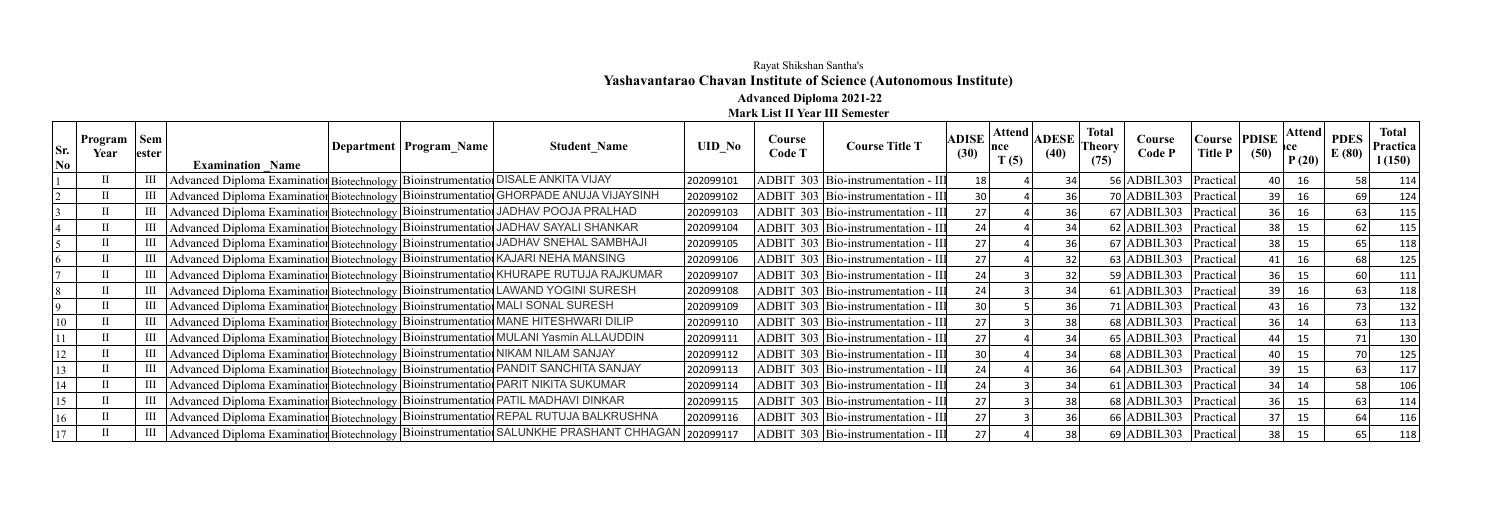Rayat Shikshan Santha's

## Yashavantarao Chavan Institute of Science (Autonomous Institute)

### Advanced Diploma 2021-22

**Mark List II Year III Semester**

| Sr. No | Program Year | Semester | Examination_Name | Department | Program_Name | Student_Name | UID_No | Course Code T | Course Title T | ADISE (30) | Attendance T (5) | ADESE (40) | Total Theory (75) | Course Code P | Course Title P | PDISE (50) | Attendance P (20) | PDES E (80) | Total Practical (150) |
|---|---|---|---|---|---|---|---|---|---|---|---|---|---|---|---|---|---|---|---|
| 1 | II | III | Advanced Diploma Examination | Biotechnology | Bioinstrumentation | DISALE ANKITA VIJAY | 202099101 | ADBIT 303 | Bio-instrumentation - III | 18 | 4 | 34 | 56 | ADBIL303 | Practical | 40 | 16 | 58 | 114 |
| 2 | II | III | Advanced Diploma Examination | Biotechnology | Bioinstrumentation | GHORPADE ANUJA VIJAYSINH | 202099102 | ADBIT 303 | Bio-instrumentation - III | 30 | 4 | 36 | 70 | ADBIL303 | Practical | 39 | 16 | 69 | 124 |
| 3 | II | III | Advanced Diploma Examination | Biotechnology | Bioinstrumentation | JADHAV POOJA PRALHAD | 202099103 | ADBIT 303 | Bio-instrumentation - III | 27 | 4 | 36 | 67 | ADBIL303 | Practical | 36 | 16 | 63 | 115 |
| 4 | II | III | Advanced Diploma Examination | Biotechnology | Bioinstrumentation | JADHAV SAYALI SHANKAR | 202099104 | ADBIT 303 | Bio-instrumentation - III | 24 | 4 | 34 | 62 | ADBIL303 | Practical | 38 | 15 | 62 | 115 |
| 5 | II | III | Advanced Diploma Examination | Biotechnology | Bioinstrumentation | JADHAV SNEHAL SAMBHAJI | 202099105 | ADBIT 303 | Bio-instrumentation - III | 27 | 4 | 36 | 67 | ADBIL303 | Practical | 38 | 15 | 65 | 118 |
| 6 | II | III | Advanced Diploma Examination | Biotechnology | Bioinstrumentation | KAJARI NEHA MANSING | 202099106 | ADBIT 303 | Bio-instrumentation - III | 27 | 4 | 32 | 63 | ADBIL303 | Practical | 41 | 16 | 68 | 125 |
| 7 | II | III | Advanced Diploma Examination | Biotechnology | Bioinstrumentation | KHURAPE RUTUJA RAJKUMAR | 202099107 | ADBIT 303 | Bio-instrumentation - III | 24 | 3 | 32 | 59 | ADBIL303 | Practical | 36 | 15 | 60 | 111 |
| 8 | II | III | Advanced Diploma Examination | Biotechnology | Bioinstrumentation | LAWAND YOGINI SURESH | 202099108 | ADBIT 303 | Bio-instrumentation - III | 24 | 3 | 34 | 61 | ADBIL303 | Practical | 39 | 16 | 63 | 118 |
| 9 | II | III | Advanced Diploma Examination | Biotechnology | Bioinstrumentation | MALI SONAL SURESH | 202099109 | ADBIT 303 | Bio-instrumentation - III | 30 | 5 | 36 | 71 | ADBIL303 | Practical | 43 | 16 | 73 | 132 |
| 10 | II | III | Advanced Diploma Examination | Biotechnology | Bioinstrumentation | MANE HITESHWARI DILIP | 202099110 | ADBIT 303 | Bio-instrumentation - III | 27 | 3 | 38 | 68 | ADBIL303 | Practical | 36 | 14 | 63 | 113 |
| 11 | II | III | Advanced Diploma Examination | Biotechnology | Bioinstrumentation | MULANI Yasmin ALLAUDDIN | 202099111 | ADBIT 303 | Bio-instrumentation - III | 27 | 4 | 34 | 65 | ADBIL303 | Practical | 44 | 15 | 71 | 130 |
| 12 | II | III | Advanced Diploma Examination | Biotechnology | Bioinstrumentation | NIKAM NILAM SANJAY | 202099112 | ADBIT 303 | Bio-instrumentation - III | 30 | 4 | 34 | 68 | ADBIL303 | Practical | 40 | 15 | 70 | 125 |
| 13 | II | III | Advanced Diploma Examination | Biotechnology | Bioinstrumentation | PANDIT SANCHITA SANJAY | 202099113 | ADBIT 303 | Bio-instrumentation - III | 24 | 4 | 36 | 64 | ADBIL303 | Practical | 39 | 15 | 63 | 117 |
| 14 | II | III | Advanced Diploma Examination | Biotechnology | Bioinstrumentation | PARIT NIKITA SUKUMAR | 202099114 | ADBIT 303 | Bio-instrumentation - III | 24 | 3 | 34 | 61 | ADBIL303 | Practical | 34 | 14 | 58 | 106 |
| 15 | II | III | Advanced Diploma Examination | Biotechnology | Bioinstrumentation | PATIL MADHAVI DINKAR | 202099115 | ADBIT 303 | Bio-instrumentation - III | 27 | 3 | 38 | 68 | ADBIL303 | Practical | 36 | 15 | 63 | 114 |
| 16 | II | III | Advanced Diploma Examination | Biotechnology | Bioinstrumentation | REPAL RUTUJA BALKRUSHNA | 202099116 | ADBIT 303 | Bio-instrumentation - III | 27 | 3 | 36 | 66 | ADBIL303 | Practical | 37 | 15 | 64 | 116 |
| 17 | II | III | Advanced Diploma Examination | Biotechnology | Bioinstrumentation | SALUNKHE PRASHANT CHHAGAN | 202099117 | ADBIT 303 | Bio-instrumentation - III | 27 | 4 | 38 | 69 | ADBIL303 | Practical | 38 | 15 | 65 | 118 |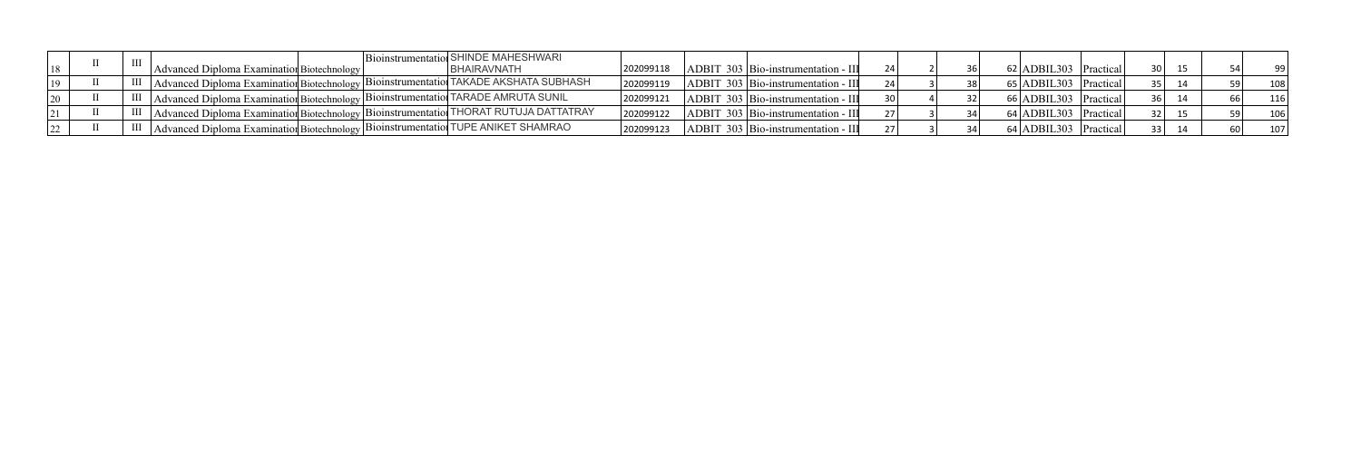| | | | | | | | | | | | | | | | | | | | |
|---|---|---|---|---|---|---|---|---|---|---|---|---|---|---|---|---|---|---|---|
| 18 | II | III | Advanced Diploma Examination | Biotechnology | Bioinstrumentation | SHINDE MAHESHWARI BHAIRAVNATH | 202099118 | ADBIT 303 | Bio-instrumentation - III | 24 | 2 | 36 | 62 | ADBIL303 | Practical | 30 | 15 | 54 | 99 |
| 19 | II | III | Advanced Diploma Examination | Biotechnology | Bioinstrumentation | TAKADE AKSHATA SUBHASH | 202099119 | ADBIT 303 | Bio-instrumentation - III | 24 | 3 | 38 | 65 | ADBIL303 | Practical | 35 | 14 | 59 | 108 |
| 20 | II | III | Advanced Diploma Examination | Biotechnology | Bioinstrumentation | TARADE AMRUTA SUNIL | 202099121 | ADBIT 303 | Bio-instrumentation - III | 30 | 4 | 32 | 66 | ADBIL303 | Practical | 36 | 14 | 66 | 116 |
| 21 | II | III | Advanced Diploma Examination | Biotechnology | Bioinstrumentation | THORAT RUTUJA DATTATRAY | 202099122 | ADBIT 303 | Bio-instrumentation - III | 27 | 3 | 34 | 64 | ADBIL303 | Practical | 32 | 15 | 59 | 106 |
| 22 | II | III | Advanced Diploma Examination | Biotechnology | Bioinstrumentation | TUPE ANIKET SHAMRAO | 202099123 | ADBIT 303 | Bio-instrumentation - III | 27 | 3 | 34 | 64 | ADBIL303 | Practical | 33 | 14 | 60 | 107 |